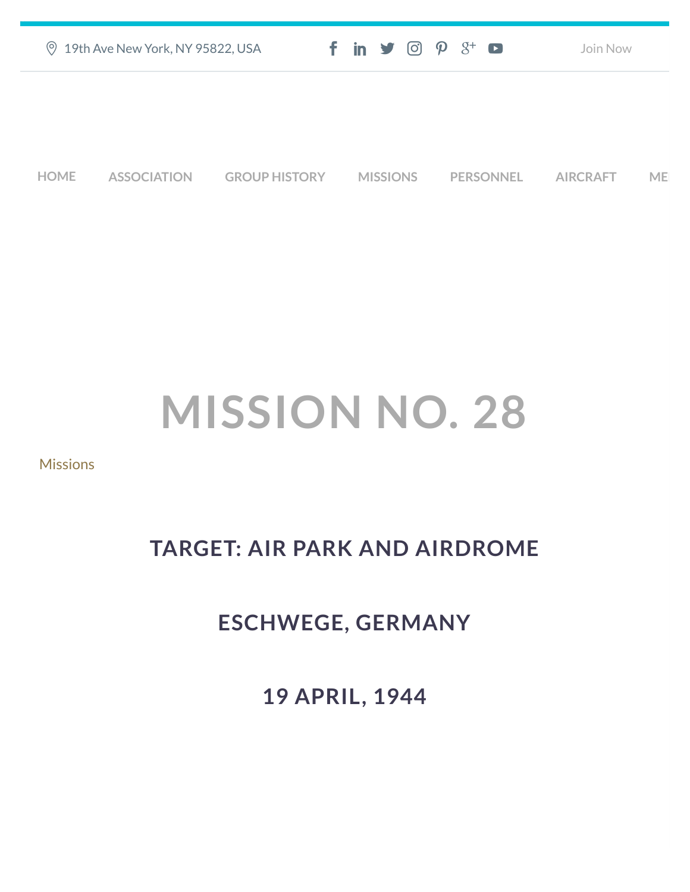19th Ave New York, NY 95822, USA

Join Now

HOME ASSOCIATION GROUP HISTORY MISSIONS PERSONNEL AIRCRAFT ME

# MISSION NO. 28

Missions

## TARGET: AIR PARK AND AIRDROME

## ESCHWEGE, GERMANY

## 19 APRIL, 1944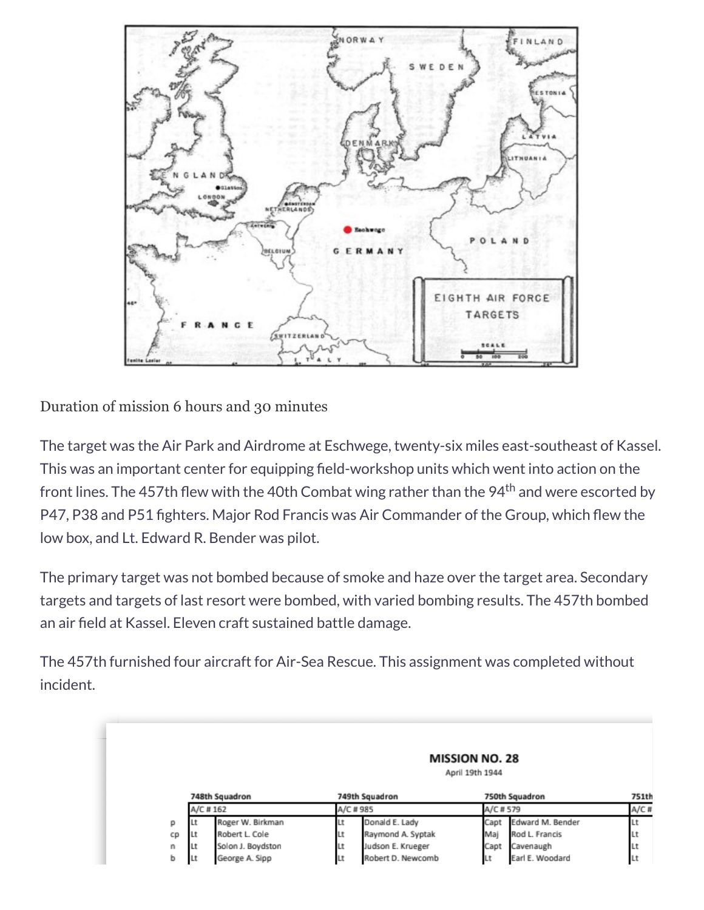Duration of mission 6 hours and 30 minutes

The target was the Air Park and Airdrome at Eschwege, twenty-six miles east-southeast of Kassel. This was an important center for equipping field-workshop units which went into action on the front lines. The 457th flew with the 40th Combat wing rather than the 94th and were escorted by P47, P38 and P51 fighters. Major Rod Francis was Air Commander of the Group, which flew the low box, and Lt. Edward R. Bender was pilot.

The primary target was not bombed because of smoke and haze over the target area. Secondary targets and targets of last resort were bombed, with varied bombing results. The 457th bombed an air field at Kassel. Eleven craft sustained battle damage.

The 457th furnished four aircraft for Air-Sea Rescue. This assignment was completed without incident.

**MISSION NO. 28**

April 19th 1944

| | 748th Squadron | | 749th Squadron | | 750th Squadron | | 751th |
|---|---|---|---|---|---|---|---|
| | A/C # 162 | | A/C # 985 | | A/C # 579 | | A/C # |
| p | Lt | Roger W. Birkman | Lt | Donald E. Lady | Capt | Edward M. Bender | Lt |
| cp | Lt | Robert L. Cole | Lt | Raymond A. Syptak | Maj | Rod L. Francis | Lt |
| n | Lt | Solon J. Boydston | Lt | Judson E. Krueger | Capt | Cavenaugh | Lt |
| b | Lt | George A. Sipp | Lt | Robert D. Newcomb | Lt | Earl E. Woodard | Lt |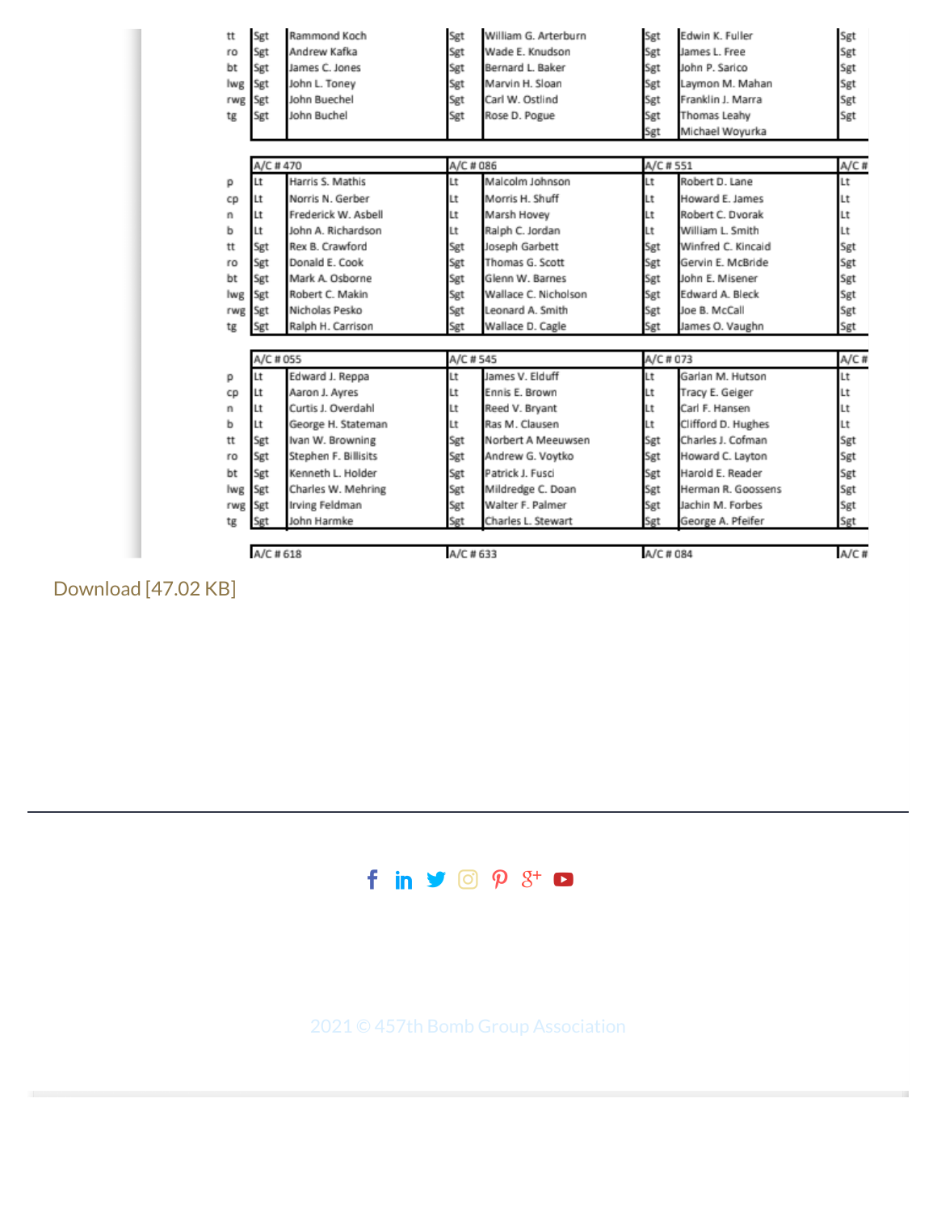| | | | | | | | | |
|---|---|---|---|---|---|---|---|---|
| tt | Sgt | Rammond Koch | Sgt | William G. Arterburn | Sgt | Edwin K. Fuller | Sgt | |
| ro | Sgt | Andrew Kafka | Sgt | Wade E. Knudson | Sgt | James L. Free | Sgt | |
| bt | Sgt | James C. Jones | Sgt | Bernard L. Baker | Sgt | John P. Sarico | Sgt | |
| lwg | Sgt | John L. Toney | Sgt | Marvin H. Sloan | Sgt | Laymon M. Mahan | Sgt | |
| rwg | Sgt | John Buechel | Sgt | Carl W. Ostlind | Sgt | Franklin J. Marra | Sgt | |
| tg | Sgt | John Buchel | Sgt | Rose D. Pogue | Sgt | Thomas Leahy | Sgt | |
| | | | | | Sgt | Michael Woyurka | | |

| | A/C # 470 | | A/C # 086 | | A/C # 551 | | A/C # | |
|---|---|---|---|---|---|---|---|---|
| p | Lt | Harris S. Mathis | Lt | Malcolm Johnson | Lt | Robert D. Lane | Lt | |
| cp | Lt | Norris N. Gerber | Lt | Morris H. Shuff | Lt | Howard E. James | Lt | |
| n | Lt | Frederick W. Asbell | Lt | Marsh Hovey | Lt | Robert C. Dvorak | Lt | |
| b | Lt | John A. Richardson | Lt | Ralph C. Jordan | Lt | William L. Smith | Lt | |
| tt | Sgt | Rex B. Crawford | Sgt | Joseph Garbett | Sgt | Winfred C. Kincaid | Sgt | |
| ro | Sgt | Donald E. Cook | Sgt | Thomas G. Scott | Sgt | Gervin E. McBride | Sgt | |
| bt | Sgt | Mark A. Osborne | Sgt | Glenn W. Barnes | Sgt | John E. Misener | Sgt | |
| lwg | Sgt | Robert C. Makin | Sgt | Wallace C. Nicholson | Sgt | Edward A. Bleck | Sgt | |
| rwg | Sgt | Nicholas Pesko | Sgt | Leonard A. Smith | Sgt | Joe B. McCall | Sgt | |
| tg | Sgt | Ralph H. Carrison | Sgt | Wallace D. Cagle | Sgt | James O. Vaughn | Sgt | |

| | A/C # 055 | | A/C # 545 | | A/C # 073 | | A/C # | |
|---|---|---|---|---|---|---|---|---|
| p | Lt | Edward J. Reppa | Lt | James V. Elduff | Lt | Garlan M. Hutson | Lt | |
| cp | Lt | Aaron J. Ayres | Lt | Ennis E. Brown | Lt | Tracy E. Geiger | Lt | |
| n | Lt | Curtis J. Overdahl | Lt | Reed V. Bryant | Lt | Carl F. Hansen | Lt | |
| b | Lt | George H. Stateman | Lt | Ras M. Clausen | Lt | Clifford D. Hughes | Lt | |
| tt | Sgt | Ivan W. Browning | Sgt | Norbert A Meeuwsen | Sgt | Charles J. Cofman | Sgt | |
| ro | Sgt | Stephen F. Billisits | Sgt | Andrew G. Voytko | Sgt | Howard C. Layton | Sgt | |
| bt | Sgt | Kenneth L. Holder | Sgt | Patrick J. Fusci | Sgt | Harold E. Reader | Sgt | |
| lwg | Sgt | Charles W. Mehring | Sgt | Mildredge C. Doan | Sgt | Herman R. Goossens | Sgt | |
| rwg | Sgt | Irving Feldman | Sgt | Walter F. Palmer | Sgt | Jachin M. Forbes | Sgt | |
| tg | Sgt | John Harmke | Sgt | Charles L. Stewart | Sgt | George A. Pfeifer | Sgt | |

| | A/C # 618 | | A/C # 633 | | A/C # 084 | | A/C # | |
|---|---|---|---|---|---|---|---|---|

Download [47.02 KB]

2021 © 457th Bomb Group Association